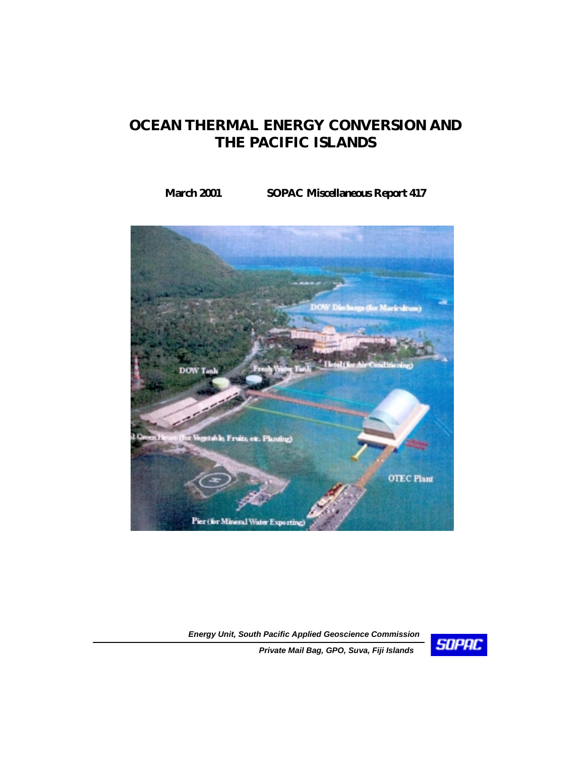# OCEAN THERMAL ENERGY CONVERSION AND THE PACIFIC ISLANDS

**March 2001** **SOPAC Miscellaneous Report 417**

*Energy Unit, South Pacific Applied Geoscience Commission*

*Private Mail Bag, GPO, Suva, Fiji Islands*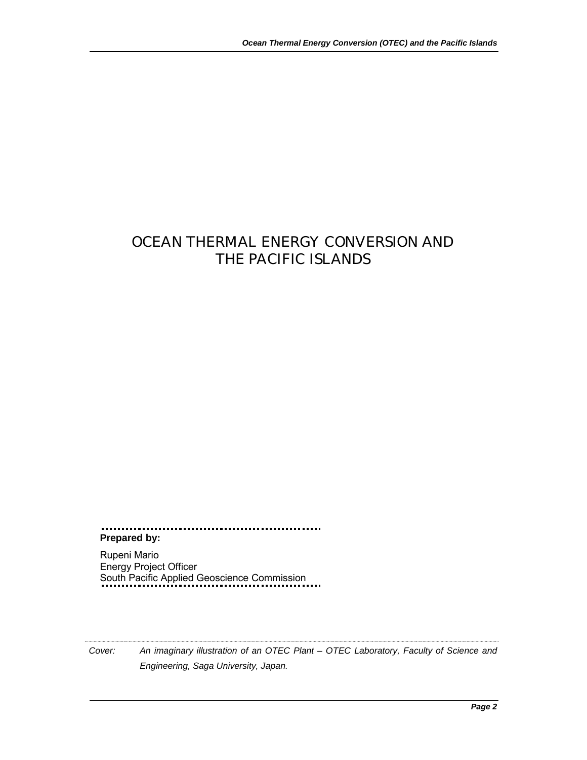# OCEAN THERMAL ENERGY CONVERSION AND THE PACIFIC ISLANDS

**Prepared by:**

Rupeni Mario
Energy Project Officer
South Pacific Applied Geoscience Commission

*Cover: An imaginary illustration of an OTEC Plant – OTEC Laboratory, Faculty of Science and Engineering, Saga University, Japan.*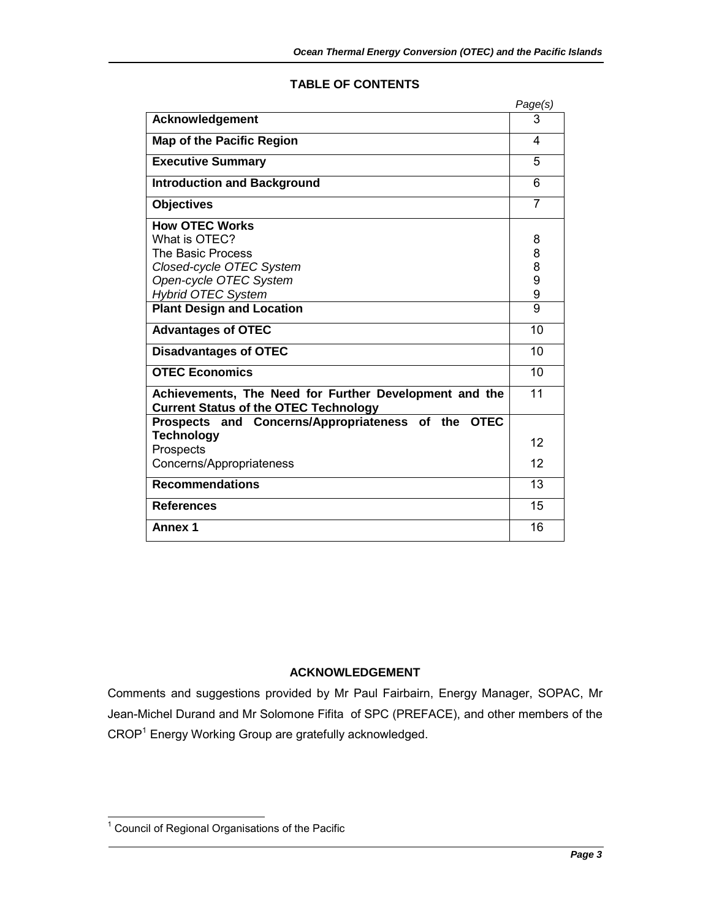## TABLE OF CONTENTS

| | Page(s) |
|---|---|
| **Acknowledgement** | 3 |
| **Map of the Pacific Region** | 4 |
| **Executive Summary** | 5 |
| **Introduction and Background** | 6 |
| **Objectives** | 7 |
| **How OTEC Works** | |
| What is OTEC? | 8 |
| The Basic Process | 8 |
| *Closed-cycle OTEC System* | 8 |
| *Open-cycle OTEC System* | 9 |
| *Hybrid OTEC System* | 9 |
| **Plant Design and Location** | 9 |
| **Advantages of OTEC** | 10 |
| **Disadvantages of OTEC** | 10 |
| **OTEC Economics** | 10 |
| **Achievements, The Need for Further Development and the Current Status of the OTEC Technology** | 11 |
| **Prospects and Concerns/Appropriateness of the OTEC Technology** | |
| Prospects | 12 |
| Concerns/Appropriateness | 12 |
| **Recommendations** | 13 |
| **References** | 15 |
| **Annex 1** | 16 |

## ACKNOWLEDGEMENT

Comments and suggestions provided by Mr Paul Fairbairn, Energy Manager, SOPAC, Mr Jean-Michel Durand and Mr Solomone Fifita of SPC (PREFACE), and other members of the CROP[1] Energy Working Group are gratefully acknowledged.

[1] Council of Regional Organisations of the Pacific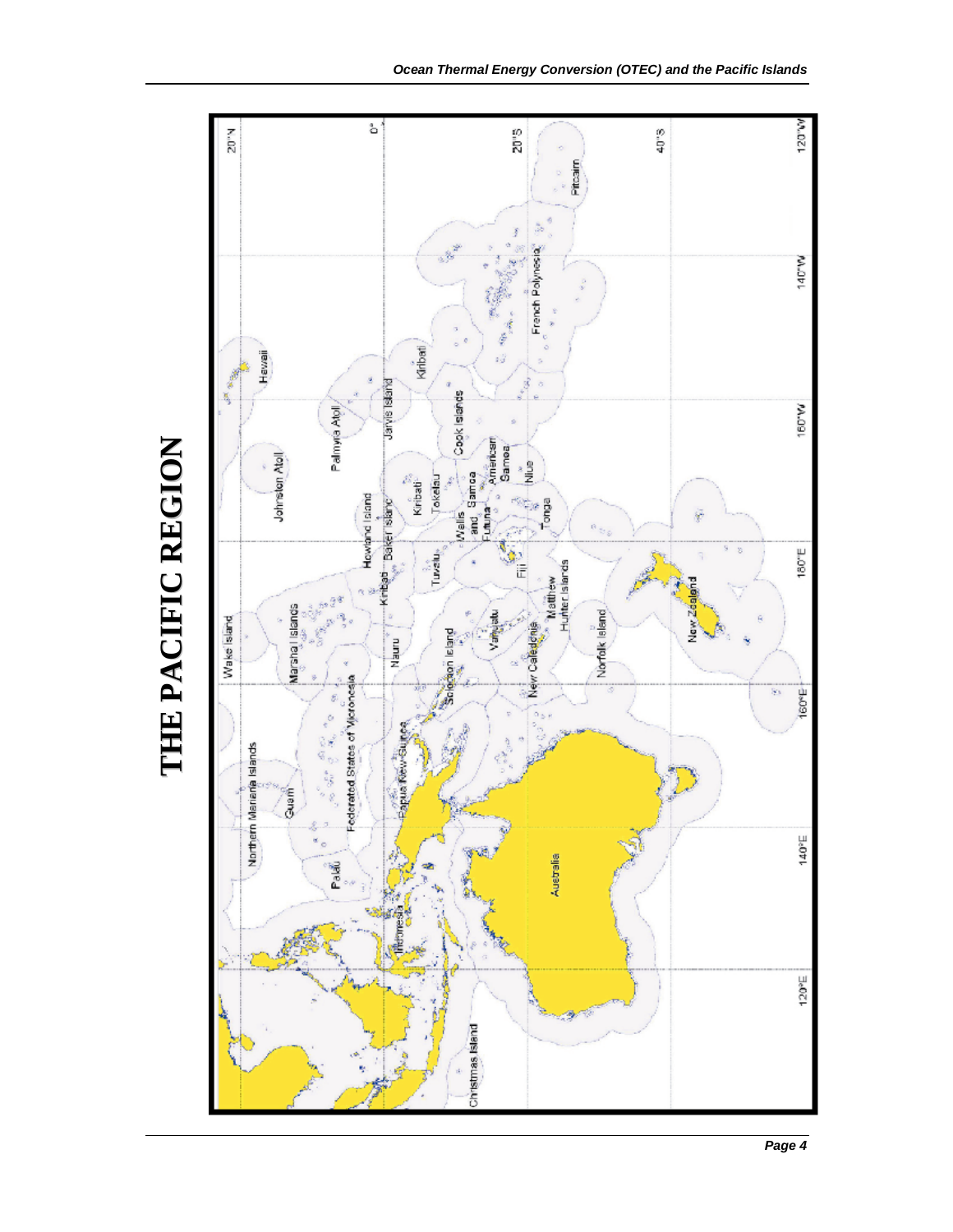# THE PACIFIC REGION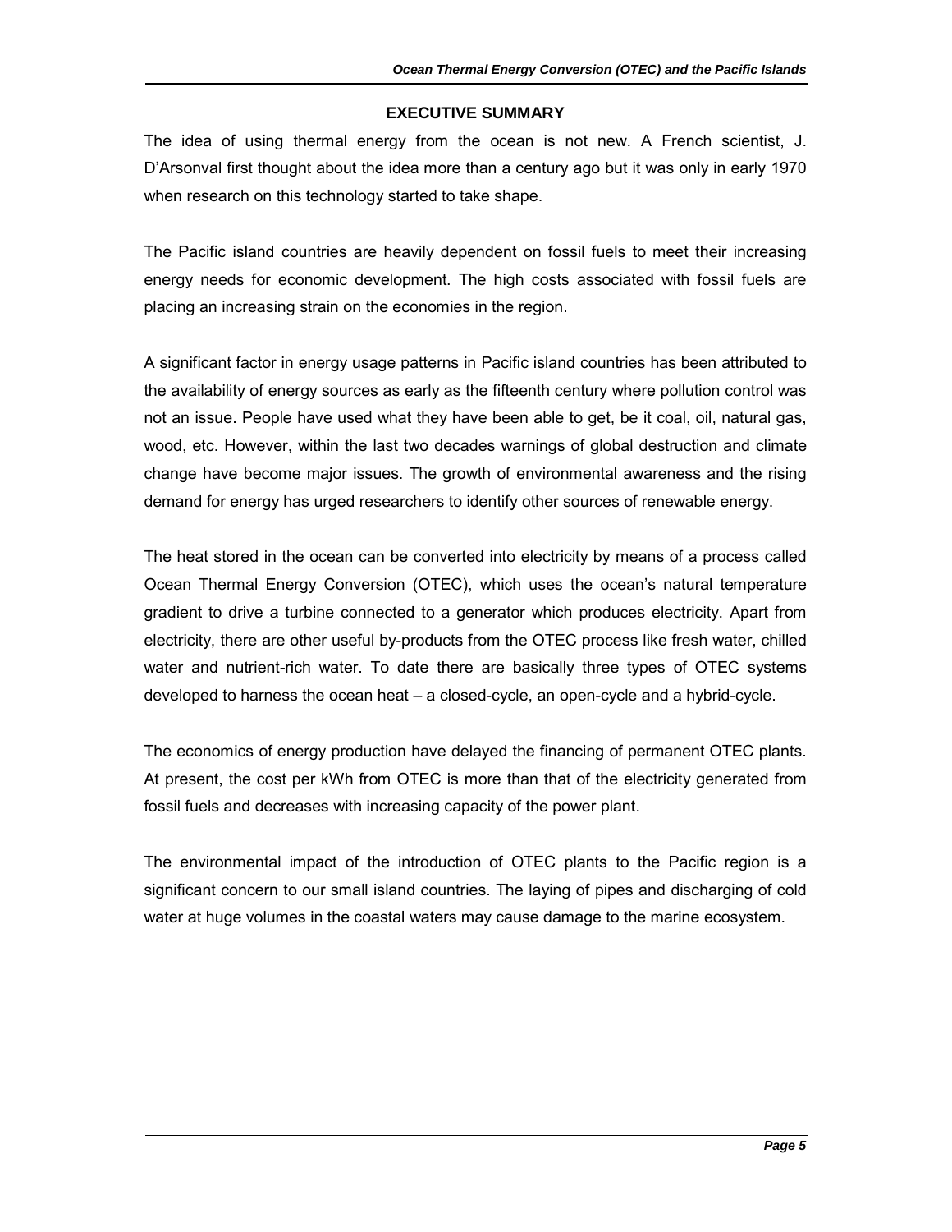## EXECUTIVE SUMMARY

The idea of using thermal energy from the ocean is not new. A French scientist, J. D'Arsonval first thought about the idea more than a century ago but it was only in early 1970 when research on this technology started to take shape.

The Pacific island countries are heavily dependent on fossil fuels to meet their increasing energy needs for economic development. The high costs associated with fossil fuels are placing an increasing strain on the economies in the region.

A significant factor in energy usage patterns in Pacific island countries has been attributed to the availability of energy sources as early as the fifteenth century where pollution control was not an issue. People have used what they have been able to get, be it coal, oil, natural gas, wood, etc. However, within the last two decades warnings of global destruction and climate change have become major issues. The growth of environmental awareness and the rising demand for energy has urged researchers to identify other sources of renewable energy.

The heat stored in the ocean can be converted into electricity by means of a process called Ocean Thermal Energy Conversion (OTEC), which uses the ocean's natural temperature gradient to drive a turbine connected to a generator which produces electricity. Apart from electricity, there are other useful by-products from the OTEC process like fresh water, chilled water and nutrient-rich water. To date there are basically three types of OTEC systems developed to harness the ocean heat – a closed-cycle, an open-cycle and a hybrid-cycle.

The economics of energy production have delayed the financing of permanent OTEC plants. At present, the cost per kWh from OTEC is more than that of the electricity generated from fossil fuels and decreases with increasing capacity of the power plant.

The environmental impact of the introduction of OTEC plants to the Pacific region is a significant concern to our small island countries. The laying of pipes and discharging of cold water at huge volumes in the coastal waters may cause damage to the marine ecosystem.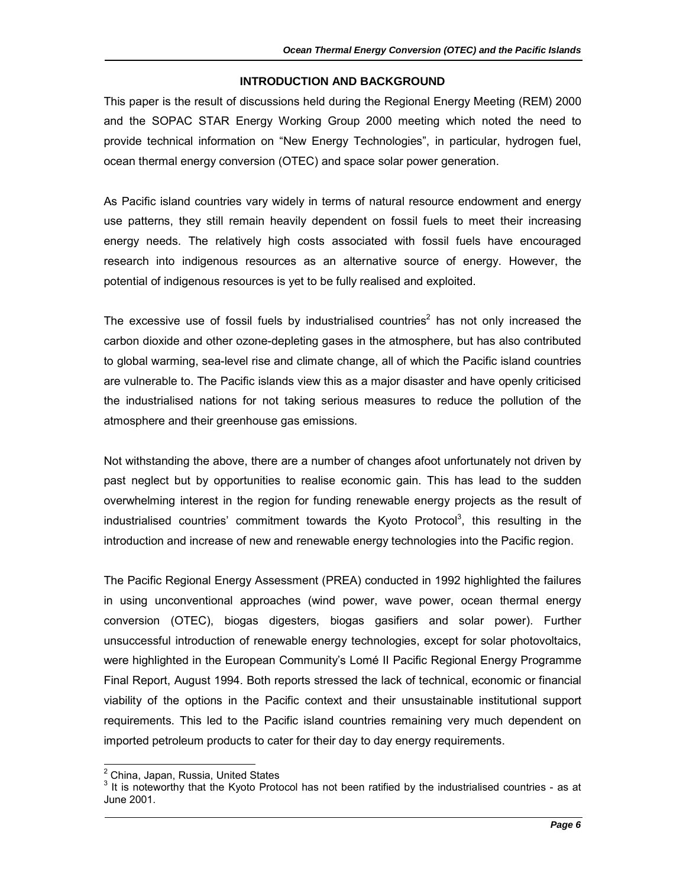## INTRODUCTION AND BACKGROUND

This paper is the result of discussions held during the Regional Energy Meeting (REM) 2000 and the SOPAC STAR Energy Working Group 2000 meeting which noted the need to provide technical information on "New Energy Technologies", in particular, hydrogen fuel, ocean thermal energy conversion (OTEC) and space solar power generation.

As Pacific island countries vary widely in terms of natural resource endowment and energy use patterns, they still remain heavily dependent on fossil fuels to meet their increasing energy needs. The relatively high costs associated with fossil fuels have encouraged research into indigenous resources as an alternative source of energy. However, the potential of indigenous resources is yet to be fully realised and exploited.

The excessive use of fossil fuels by industrialised countries[2] has not only increased the carbon dioxide and other ozone-depleting gases in the atmosphere, but has also contributed to global warming, sea-level rise and climate change, all of which the Pacific island countries are vulnerable to. The Pacific islands view this as a major disaster and have openly criticised the industrialised nations for not taking serious measures to reduce the pollution of the atmosphere and their greenhouse gas emissions.

Not withstanding the above, there are a number of changes afoot unfortunately not driven by past neglect but by opportunities to realise economic gain. This has lead to the sudden overwhelming interest in the region for funding renewable energy projects as the result of industrialised countries' commitment towards the Kyoto Protocol[3], this resulting in the introduction and increase of new and renewable energy technologies into the Pacific region.

The Pacific Regional Energy Assessment (PREA) conducted in 1992 highlighted the failures in using unconventional approaches (wind power, wave power, ocean thermal energy conversion (OTEC), biogas digesters, biogas gasifiers and solar power). Further unsuccessful introduction of renewable energy technologies, except for solar photovoltaics, were highlighted in the European Community's Lomé II Pacific Regional Energy Programme Final Report, August 1994. Both reports stressed the lack of technical, economic or financial viability of the options in the Pacific context and their unsustainable institutional support requirements. This led to the Pacific island countries remaining very much dependent on imported petroleum products to cater for their day to day energy requirements.

---

[2] China, Japan, Russia, United States

[3] It is noteworthy that the Kyoto Protocol has not been ratified by the industrialised countries - as at June 2001.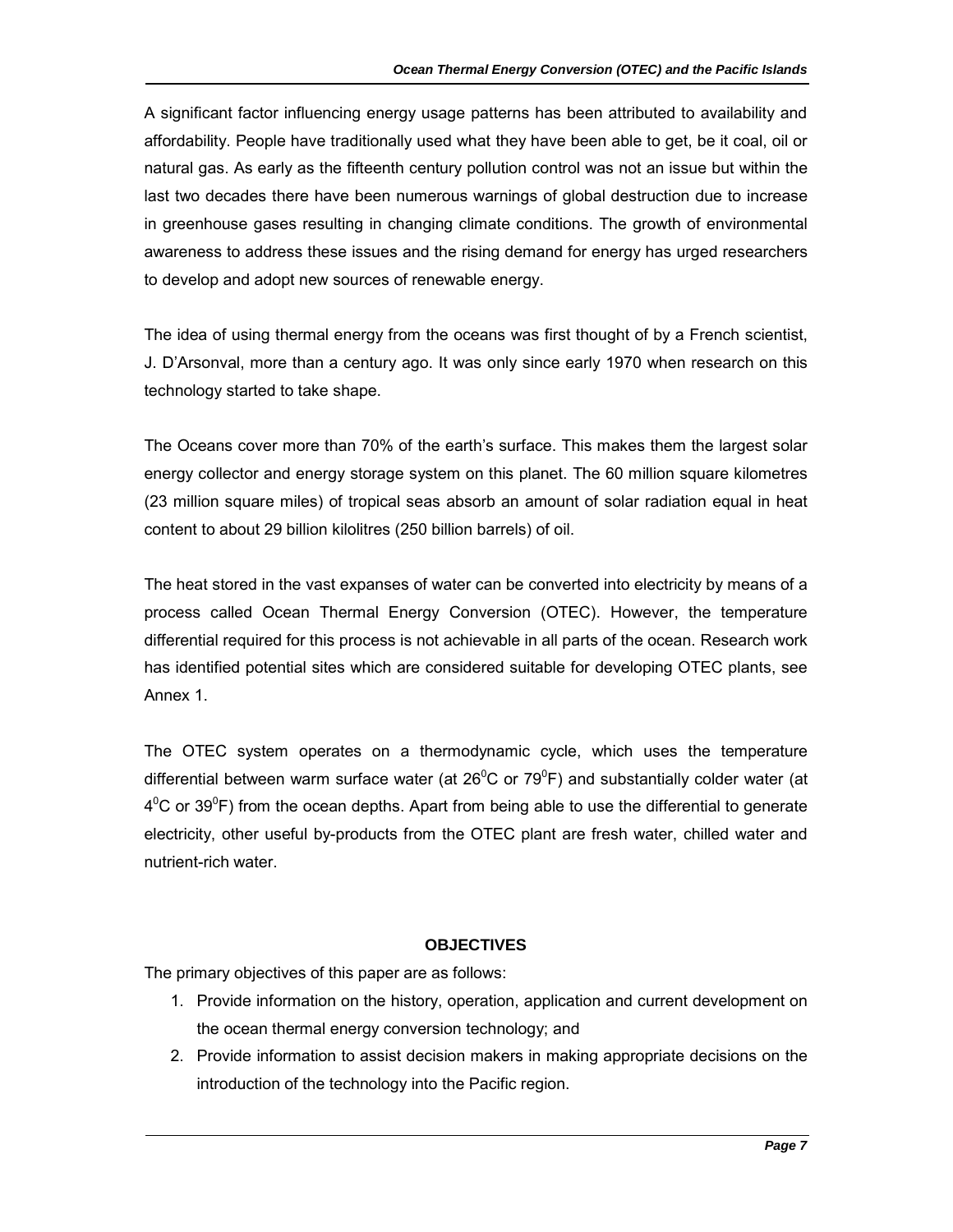A significant factor influencing energy usage patterns has been attributed to availability and affordability. People have traditionally used what they have been able to get, be it coal, oil or natural gas. As early as the fifteenth century pollution control was not an issue but within the last two decades there have been numerous warnings of global destruction due to increase in greenhouse gases resulting in changing climate conditions. The growth of environmental awareness to address these issues and the rising demand for energy has urged researchers to develop and adopt new sources of renewable energy.

The idea of using thermal energy from the oceans was first thought of by a French scientist, J. D'Arsonval, more than a century ago. It was only since early 1970 when research on this technology started to take shape.

The Oceans cover more than 70% of the earth's surface. This makes them the largest solar energy collector and energy storage system on this planet. The 60 million square kilometres (23 million square miles) of tropical seas absorb an amount of solar radiation equal in heat content to about 29 billion kilolitres (250 billion barrels) of oil.

The heat stored in the vast expanses of water can be converted into electricity by means of a process called Ocean Thermal Energy Conversion (OTEC). However, the temperature differential required for this process is not achievable in all parts of the ocean. Research work has identified potential sites which are considered suitable for developing OTEC plants, see Annex 1.

The OTEC system operates on a thermodynamic cycle, which uses the temperature differential between warm surface water (at $26^0$C or $79^0$F) and substantially colder water (at $4^0$C or $39^0$F) from the ocean depths. Apart from being able to use the differential to generate electricity, other useful by-products from the OTEC plant are fresh water, chilled water and nutrient-rich water.

## OBJECTIVES

The primary objectives of this paper are as follows:

1. Provide information on the history, operation, application and current development on the ocean thermal energy conversion technology; and
2. Provide information to assist decision makers in making appropriate decisions on the introduction of the technology into the Pacific region.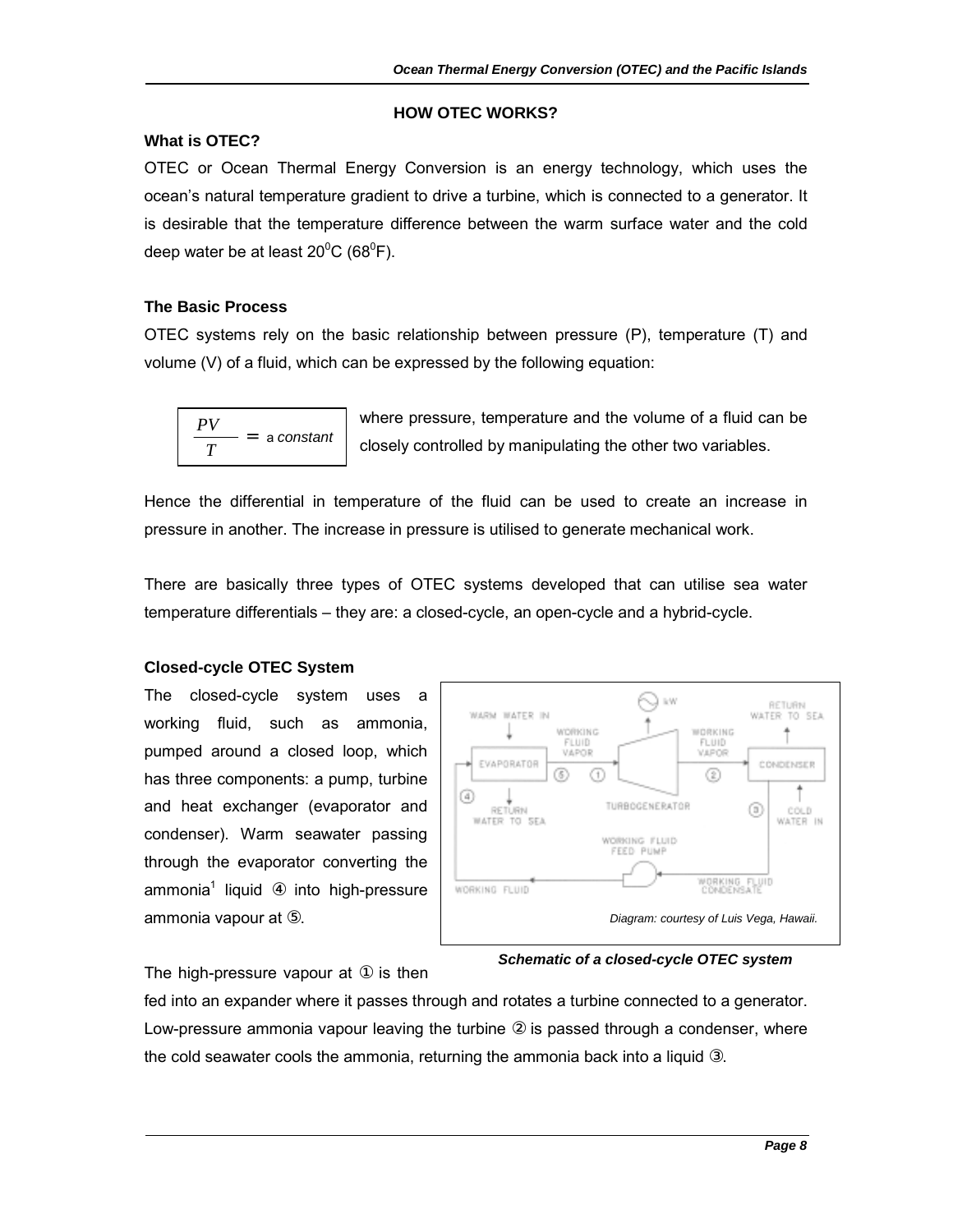## HOW OTEC WORKS?

### What is OTEC?

OTEC or Ocean Thermal Energy Conversion is an energy technology, which uses the ocean's natural temperature gradient to drive a turbine, which is connected to a generator. It is desirable that the temperature difference between the warm surface water and the cold deep water be at least $20^0$C ($68^0$F).

### The Basic Process

OTEC systems rely on the basic relationship between pressure (P), temperature (T) and volume (V) of a fluid, which can be expressed by the following equation:

$$\frac{PV}{T} = \text{a constant}$$

where pressure, temperature and the volume of a fluid can be closely controlled by manipulating the other two variables.

Hence the differential in temperature of the fluid can be used to create an increase in pressure in another. The increase in pressure is utilised to generate mechanical work.

There are basically three types of OTEC systems developed that can utilise sea water temperature differentials – they are: a closed-cycle, an open-cycle and a hybrid-cycle.

### Closed-cycle OTEC System

The closed-cycle system uses a working fluid, such as ammonia, pumped around a closed loop, which has three components: a pump, turbine and heat exchanger (evaporator and condenser). Warm seawater passing through the evaporator converting the ammonia[1] liquid ④ into high-pressure ammonia vapour at ⑤.

WARM WATER IN | EVAPORATOR | RETURN WATER TO SEA | WORKING FLUID VAPOR | TURBOGENERATOR | kW | WORKING FLUID VAPOR | CONDENSER | RETURN WATER TO SEA | COLD WATER IN | WORKING FLUID FEED PUMP | WORKING FLUID CONDENSATE | WORKING FLUID

*Diagram: courtesy of Luis Vega, Hawaii.*

***Schematic of a closed-cycle OTEC system***

The high-pressure vapour at ① is then fed into an expander where it passes through and rotates a turbine connected to a generator. Low-pressure ammonia vapour leaving the turbine ② is passed through a condenser, where the cold seawater cools the ammonia, returning the ammonia back into a liquid ③.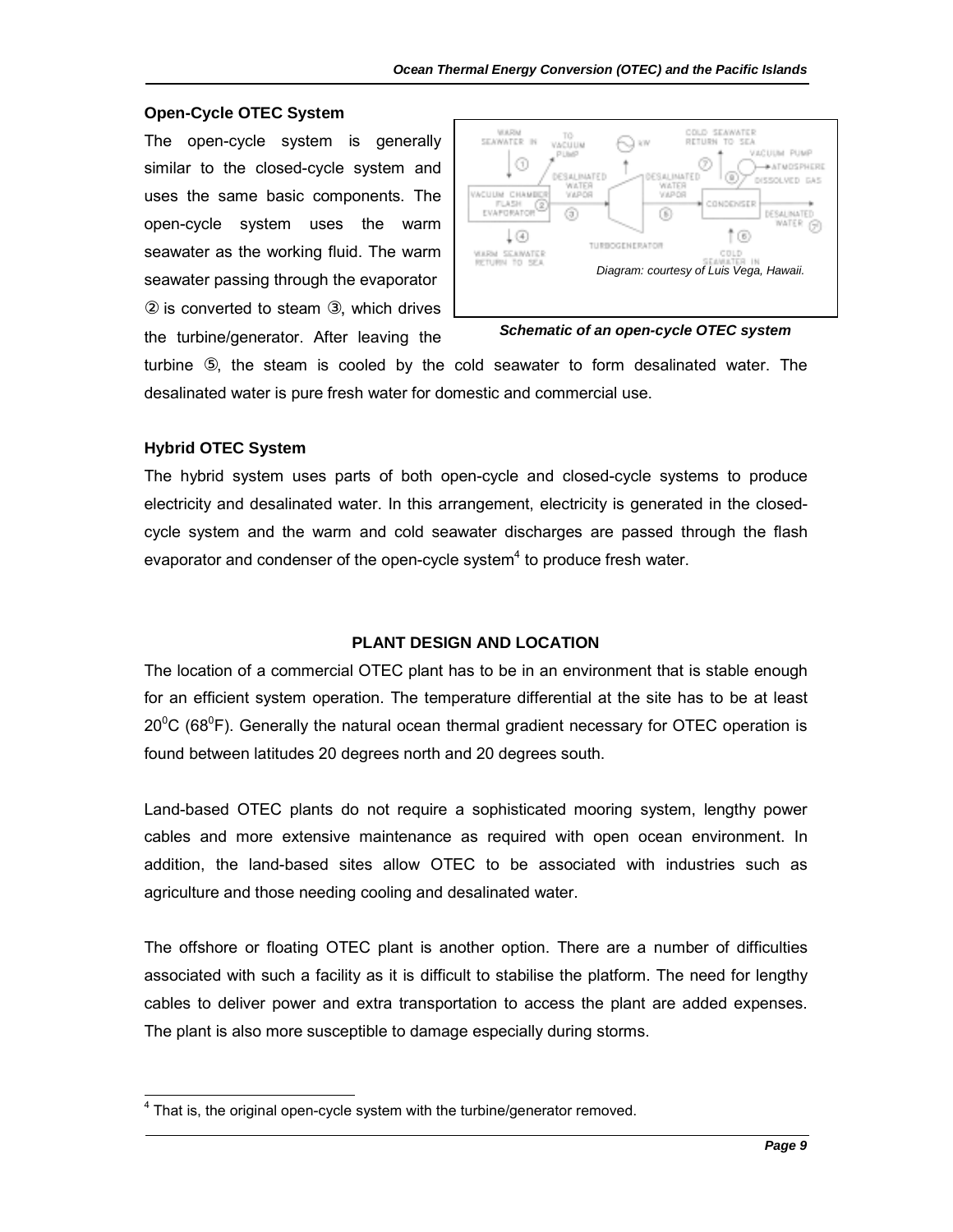## Open-Cycle OTEC System

The open-cycle system is generally similar to the closed-cycle system and uses the same basic components. The open-cycle system uses the warm seawater as the working fluid. The warm seawater passing through the evaporator ② is converted to steam ③, which drives the turbine/generator. After leaving the turbine ⑤, the steam is cooled by the cold seawater to form desalinated water. The desalinated water is pure fresh water for domestic and commercial use.

Diagram: courtesy of Luis Vega, Hawaii.

*Schematic of an open-cycle OTEC system*

## Hybrid OTEC System

The hybrid system uses parts of both open-cycle and closed-cycle systems to produce electricity and desalinated water. In this arrangement, electricity is generated in the closed-cycle system and the warm and cold seawater discharges are passed through the flash evaporator and condenser of the open-cycle system[4] to produce fresh water.

## PLANT DESIGN AND LOCATION

The location of a commercial OTEC plant has to be in an environment that is stable enough for an efficient system operation. The temperature differential at the site has to be at least $20^0$C ($68^0$F). Generally the natural ocean thermal gradient necessary for OTEC operation is found between latitudes 20 degrees north and 20 degrees south.

Land-based OTEC plants do not require a sophisticated mooring system, lengthy power cables and more extensive maintenance as required with open ocean environment. In addition, the land-based sites allow OTEC to be associated with industries such as agriculture and those needing cooling and desalinated water.

The offshore or floating OTEC plant is another option. There are a number of difficulties associated with such a facility as it is difficult to stabilise the platform. The need for lengthy cables to deliver power and extra transportation to access the plant are added expenses. The plant is also more susceptible to damage especially during storms.

[4] That is, the original open-cycle system with the turbine/generator removed.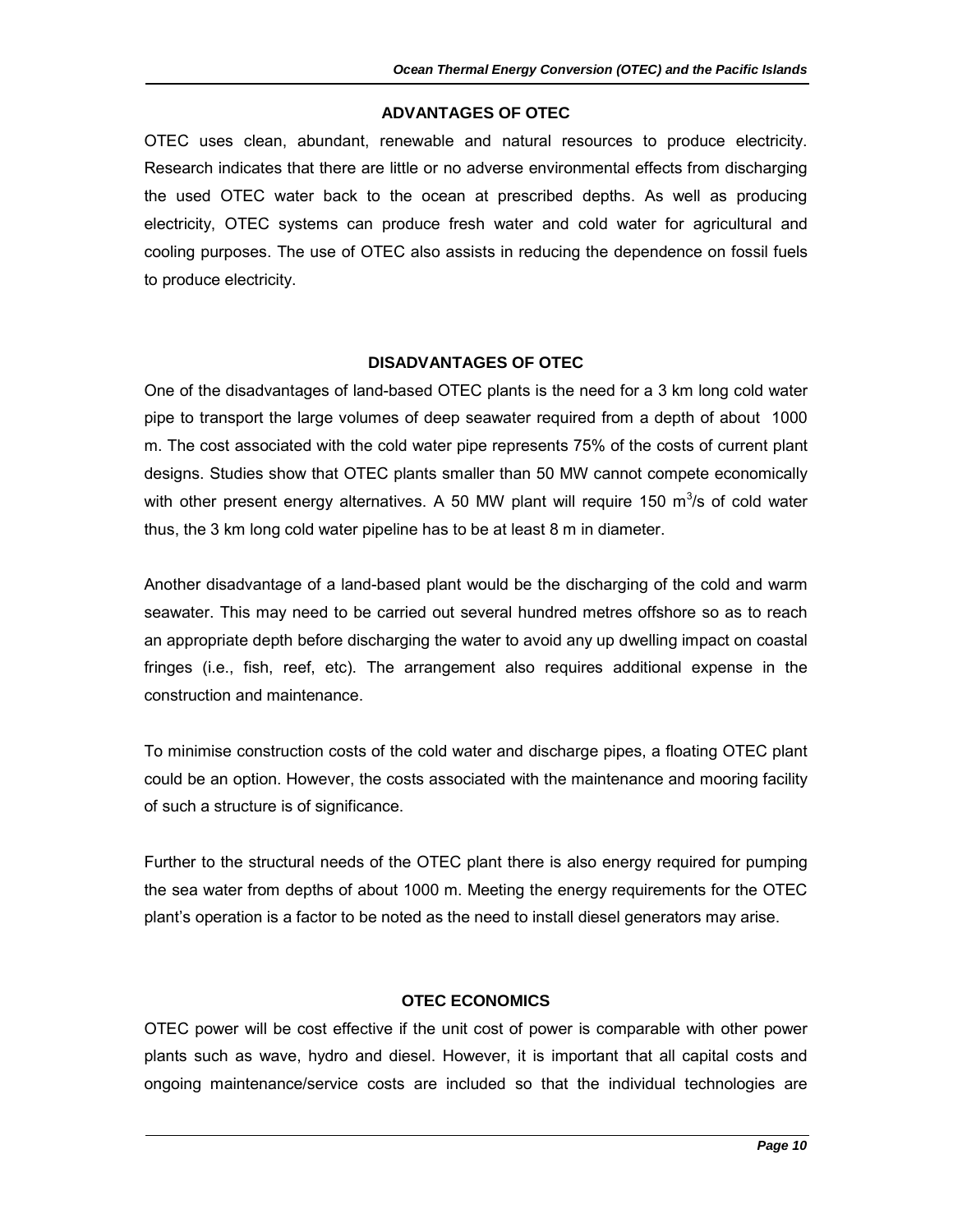## ADVANTAGES OF OTEC

OTEC uses clean, abundant, renewable and natural resources to produce electricity. Research indicates that there are little or no adverse environmental effects from discharging the used OTEC water back to the ocean at prescribed depths. As well as producing electricity, OTEC systems can produce fresh water and cold water for agricultural and cooling purposes. The use of OTEC also assists in reducing the dependence on fossil fuels to produce electricity.

## DISADVANTAGES OF OTEC

One of the disadvantages of land-based OTEC plants is the need for a 3 km long cold water pipe to transport the large volumes of deep seawater required from a depth of about 1000 m. The cost associated with the cold water pipe represents 75% of the costs of current plant designs. Studies show that OTEC plants smaller than 50 MW cannot compete economically with other present energy alternatives. A 50 MW plant will require 150 $m^3$/s of cold water thus, the 3 km long cold water pipeline has to be at least 8 m in diameter.

Another disadvantage of a land-based plant would be the discharging of the cold and warm seawater. This may need to be carried out several hundred metres offshore so as to reach an appropriate depth before discharging the water to avoid any up dwelling impact on coastal fringes (i.e., fish, reef, etc). The arrangement also requires additional expense in the construction and maintenance.

To minimise construction costs of the cold water and discharge pipes, a floating OTEC plant could be an option. However, the costs associated with the maintenance and mooring facility of such a structure is of significance.

Further to the structural needs of the OTEC plant there is also energy required for pumping the sea water from depths of about 1000 m. Meeting the energy requirements for the OTEC plant's operation is a factor to be noted as the need to install diesel generators may arise.

## OTEC ECONOMICS

OTEC power will be cost effective if the unit cost of power is comparable with other power plants such as wave, hydro and diesel. However, it is important that all capital costs and ongoing maintenance/service costs are included so that the individual technologies are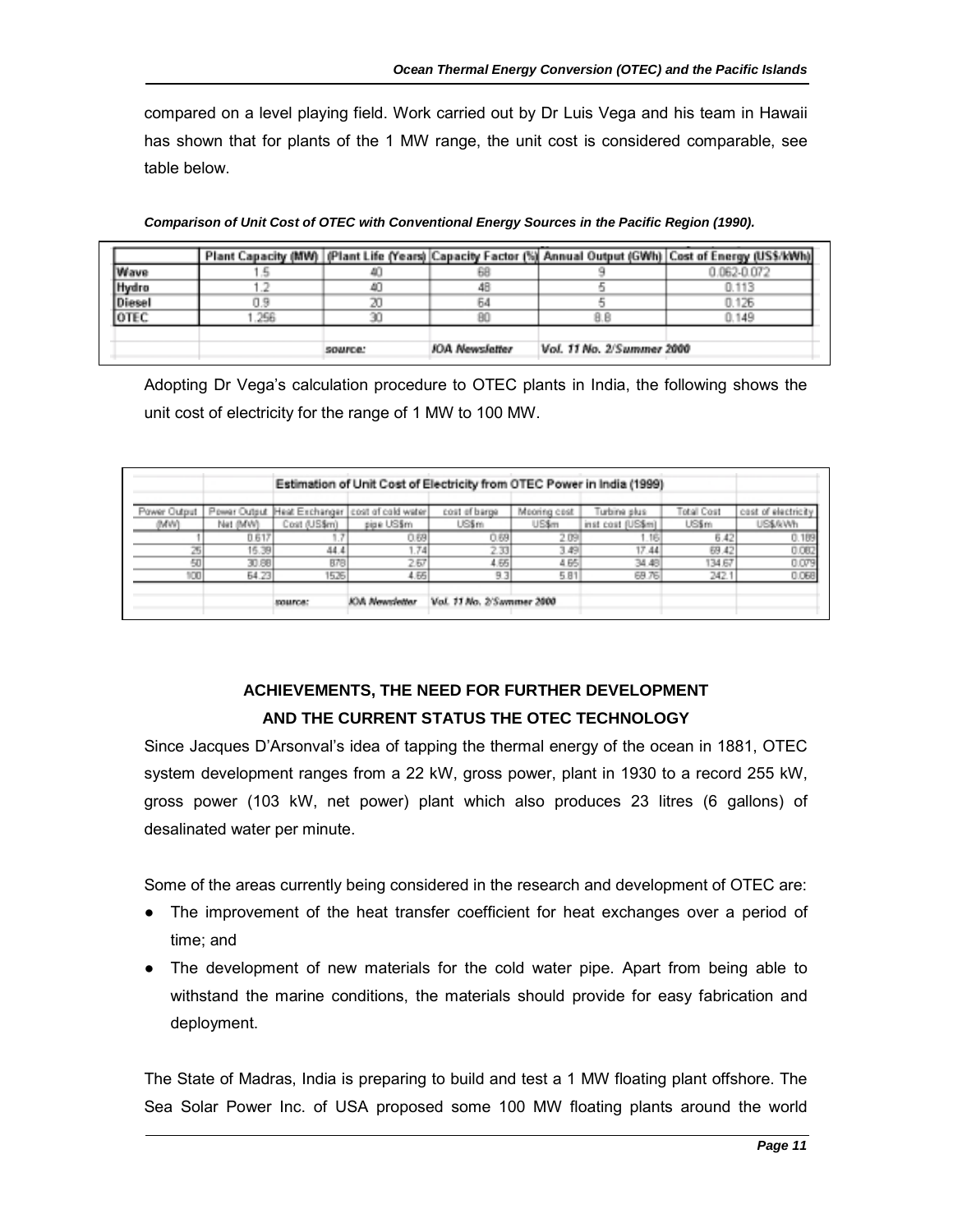compared on a level playing field. Work carried out by Dr Luis Vega and his team in Hawaii has shown that for plants of the 1 MW range, the unit cost is considered comparable, see table below.

***Comparison of Unit Cost of OTEC with Conventional Energy Sources in the Pacific Region (1990).***

| | Plant Capacity (MW) | (Plant Life (Years) | Capacity Factor (%) | Annual Output (GWh) | Cost of Energy (US$/kWh) |
|---|---|---|---|---|---|
| Wave | 1.5 | 40 | 68 | 9 | 0.062-0.072 |
| Hydro | 1.2 | 40 | 48 | 5 | 0.113 |
| Diesel | 0.9 | 20 | 64 | 5 | 0.126 |
| OTEC | 1.256 | 30 | 80 | 8.8 | 0.149 |
| | | source: | IOA Newsletter | Vol. 11 No. 2/Summer 2000 | |

Adopting Dr Vega's calculation procedure to OTEC plants in India, the following shows the unit cost of electricity for the range of 1 MW to 100 MW.

| Estimation of Unit Cost of Electricity from OTEC Power in India (1999) | | | | | | | | |
|---|---|---|---|---|---|---|---|---|
| Power Output (MW) | Power Output Net (MW) | Heat Exchanger Cost (US$m) | cost of cold water pipe US$m | cost of barge US$m | Mooring cost US$m | Turbine plus inst cost (US$m) | Total Cost US$m | cost of electricity US$/kWh |
| 1 | 0.617 | 1.7 | 0.69 | 0.69 | 2.09 | 1.16 | 6.42 | 0.189 |
| 25 | 15.39 | 44.4 | 1.74 | 2.33 | 3.49 | 17.44 | 69.42 | 0.082 |
| 50 | 30.88 | 878 | 2.67 | 4.65 | 4.65 | 34.48 | 134.67 | 0.079 |
| 100 | 64.23 | 1526 | 4.65 | 9.3 | 5.81 | 69.76 | 242.1 | 0.068 |
| | | source: | IOA Newsletter | Vol. 11 No. 2/Summer 2000 | | | | |

## ACHIEVEMENTS, THE NEED FOR FURTHER DEVELOPMENT AND THE CURRENT STATUS THE OTEC TECHNOLOGY

Since Jacques D'Arsonval's idea of tapping the thermal energy of the ocean in 1881, OTEC system development ranges from a 22 kW, gross power, plant in 1930 to a record 255 kW, gross power (103 kW, net power) plant which also produces 23 litres (6 gallons) of desalinated water per minute.

Some of the areas currently being considered in the research and development of OTEC are:

- The improvement of the heat transfer coefficient for heat exchanges over a period of time; and
- The development of new materials for the cold water pipe. Apart from being able to withstand the marine conditions, the materials should provide for easy fabrication and deployment.

The State of Madras, India is preparing to build and test a 1 MW floating plant offshore. The Sea Solar Power Inc. of USA proposed some 100 MW floating plants around the world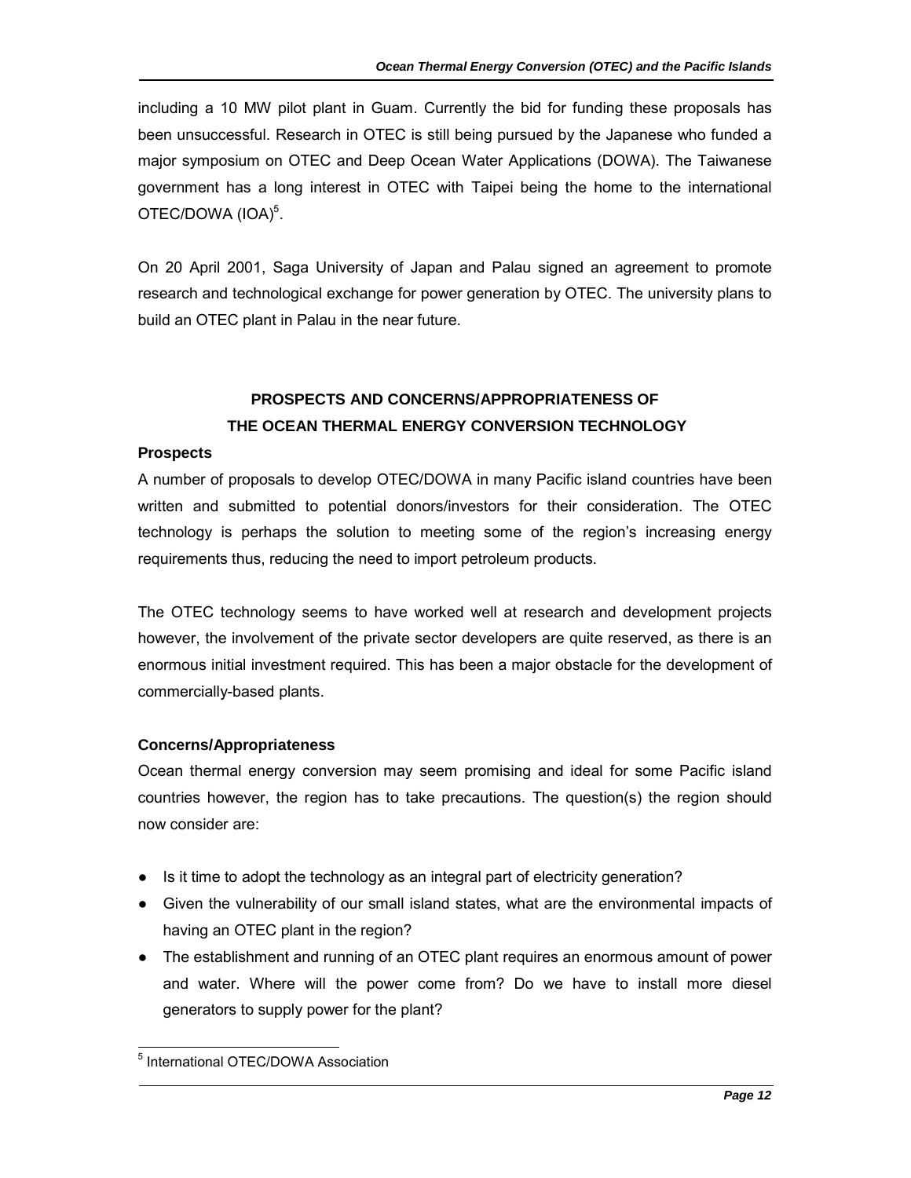including a 10 MW pilot plant in Guam. Currently the bid for funding these proposals has been unsuccessful. Research in OTEC is still being pursued by the Japanese who funded a major symposium on OTEC and Deep Ocean Water Applications (DOWA). The Taiwanese government has a long interest in OTEC with Taipei being the home to the international OTEC/DOWA (IOA)[5].

On 20 April 2001, Saga University of Japan and Palau signed an agreement to promote research and technological exchange for power generation by OTEC. The university plans to build an OTEC plant in Palau in the near future.

## PROSPECTS AND CONCERNS/APPROPRIATENESS OF THE OCEAN THERMAL ENERGY CONVERSION TECHNOLOGY

### Prospects

A number of proposals to develop OTEC/DOWA in many Pacific island countries have been written and submitted to potential donors/investors for their consideration. The OTEC technology is perhaps the solution to meeting some of the region's increasing energy requirements thus, reducing the need to import petroleum products.

The OTEC technology seems to have worked well at research and development projects however, the involvement of the private sector developers are quite reserved, as there is an enormous initial investment required. This has been a major obstacle for the development of commercially-based plants.

### Concerns/Appropriateness

Ocean thermal energy conversion may seem promising and ideal for some Pacific island countries however, the region has to take precautions. The question(s) the region should now consider are:

- Is it time to adopt the technology as an integral part of electricity generation?
- Given the vulnerability of our small island states, what are the environmental impacts of having an OTEC plant in the region?
- The establishment and running of an OTEC plant requires an enormous amount of power and water. Where will the power come from? Do we have to install more diesel generators to supply power for the plant?

[5] International OTEC/DOWA Association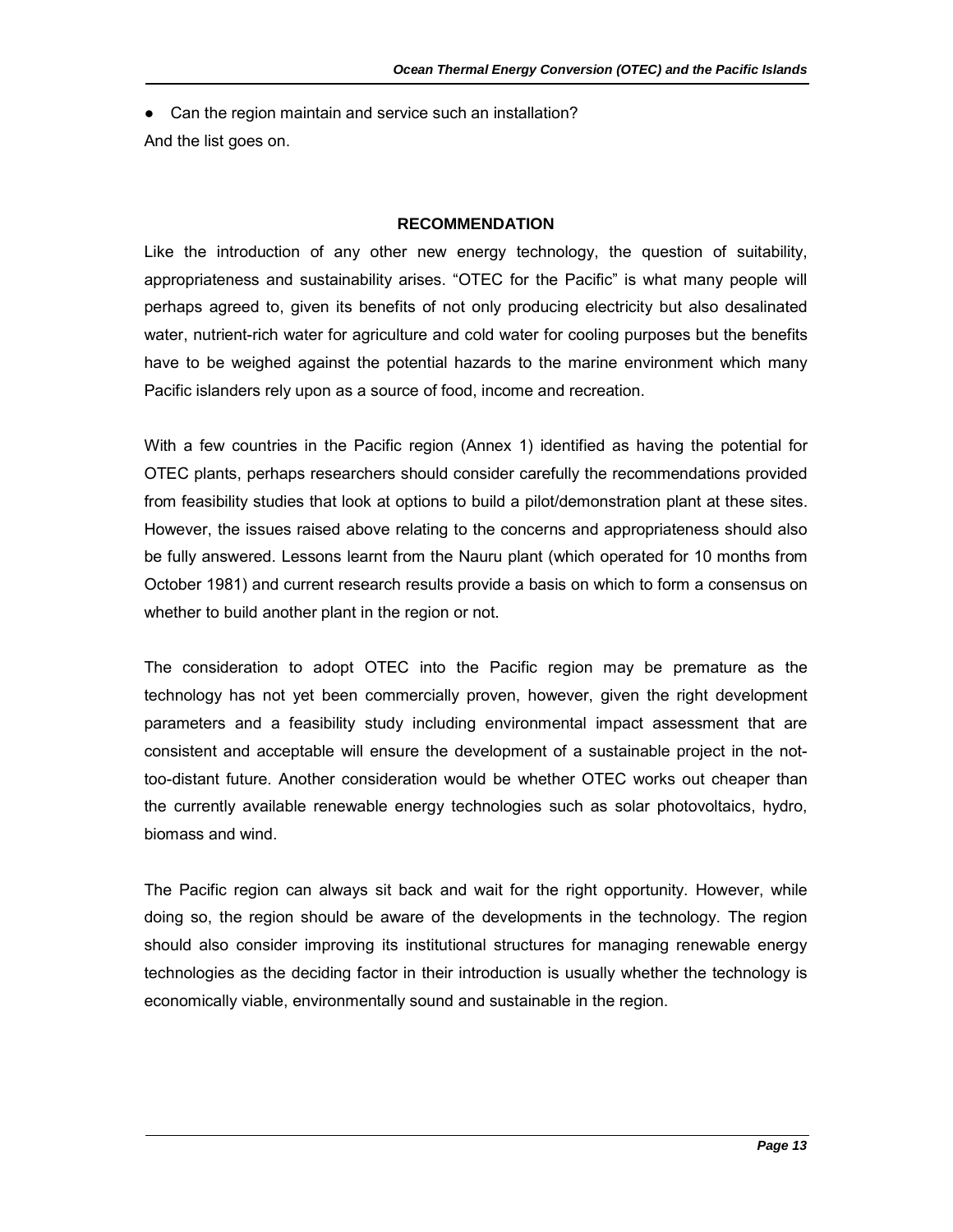- Can the region maintain and service such an installation?

And the list goes on.

## RECOMMENDATION

Like the introduction of any other new energy technology, the question of suitability, appropriateness and sustainability arises. "OTEC for the Pacific" is what many people will perhaps agreed to, given its benefits of not only producing electricity but also desalinated water, nutrient-rich water for agriculture and cold water for cooling purposes but the benefits have to be weighed against the potential hazards to the marine environment which many Pacific islanders rely upon as a source of food, income and recreation.

With a few countries in the Pacific region (Annex 1) identified as having the potential for OTEC plants, perhaps researchers should consider carefully the recommendations provided from feasibility studies that look at options to build a pilot/demonstration plant at these sites. However, the issues raised above relating to the concerns and appropriateness should also be fully answered. Lessons learnt from the Nauru plant (which operated for 10 months from October 1981) and current research results provide a basis on which to form a consensus on whether to build another plant in the region or not.

The consideration to adopt OTEC into the Pacific region may be premature as the technology has not yet been commercially proven, however, given the right development parameters and a feasibility study including environmental impact assessment that are consistent and acceptable will ensure the development of a sustainable project in the not-too-distant future. Another consideration would be whether OTEC works out cheaper than the currently available renewable energy technologies such as solar photovoltaics, hydro, biomass and wind.

The Pacific region can always sit back and wait for the right opportunity. However, while doing so, the region should be aware of the developments in the technology. The region should also consider improving its institutional structures for managing renewable energy technologies as the deciding factor in their introduction is usually whether the technology is economically viable, environmentally sound and sustainable in the region.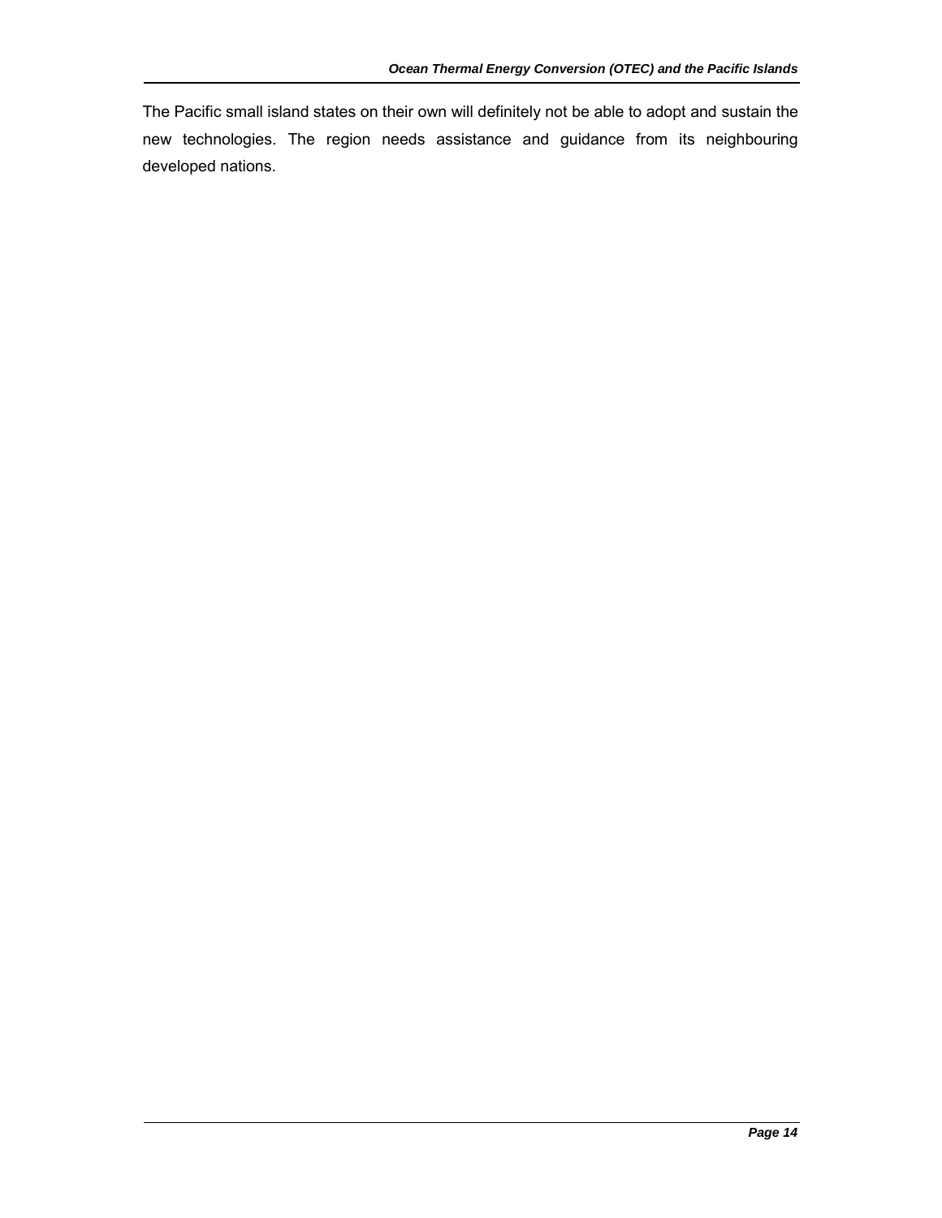The Pacific small island states on their own will definitely not be able to adopt and sustain the new technologies. The region needs assistance and guidance from its neighbouring developed nations.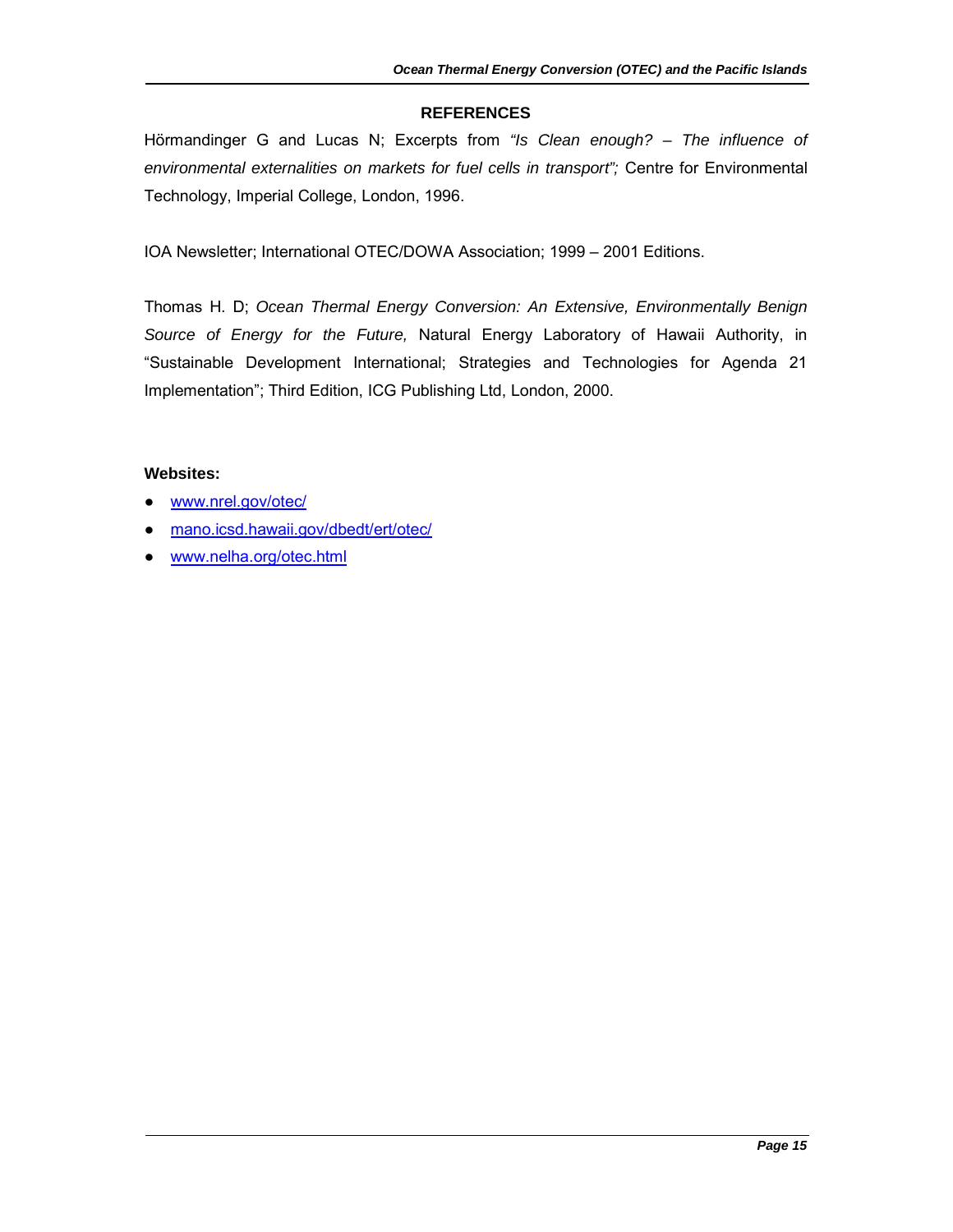## REFERENCES

Hörmandinger G and Lucas N; Excerpts from *"Is Clean enough? – The influence of environmental externalities on markets for fuel cells in transport";* Centre for Environmental Technology, Imperial College, London, 1996.

IOA Newsletter; International OTEC/DOWA Association; 1999 – 2001 Editions.

Thomas H. D; *Ocean Thermal Energy Conversion: An Extensive, Environmentally Benign Source of Energy for the Future,* Natural Energy Laboratory of Hawaii Authority, in "Sustainable Development International; Strategies and Technologies for Agenda 21 Implementation"; Third Edition, ICG Publishing Ltd, London, 2000.

**Websites:**

- www.nrel.gov/otec/
- mano.icsd.hawaii.gov/dbedt/ert/otec/
- www.nelha.org/otec.html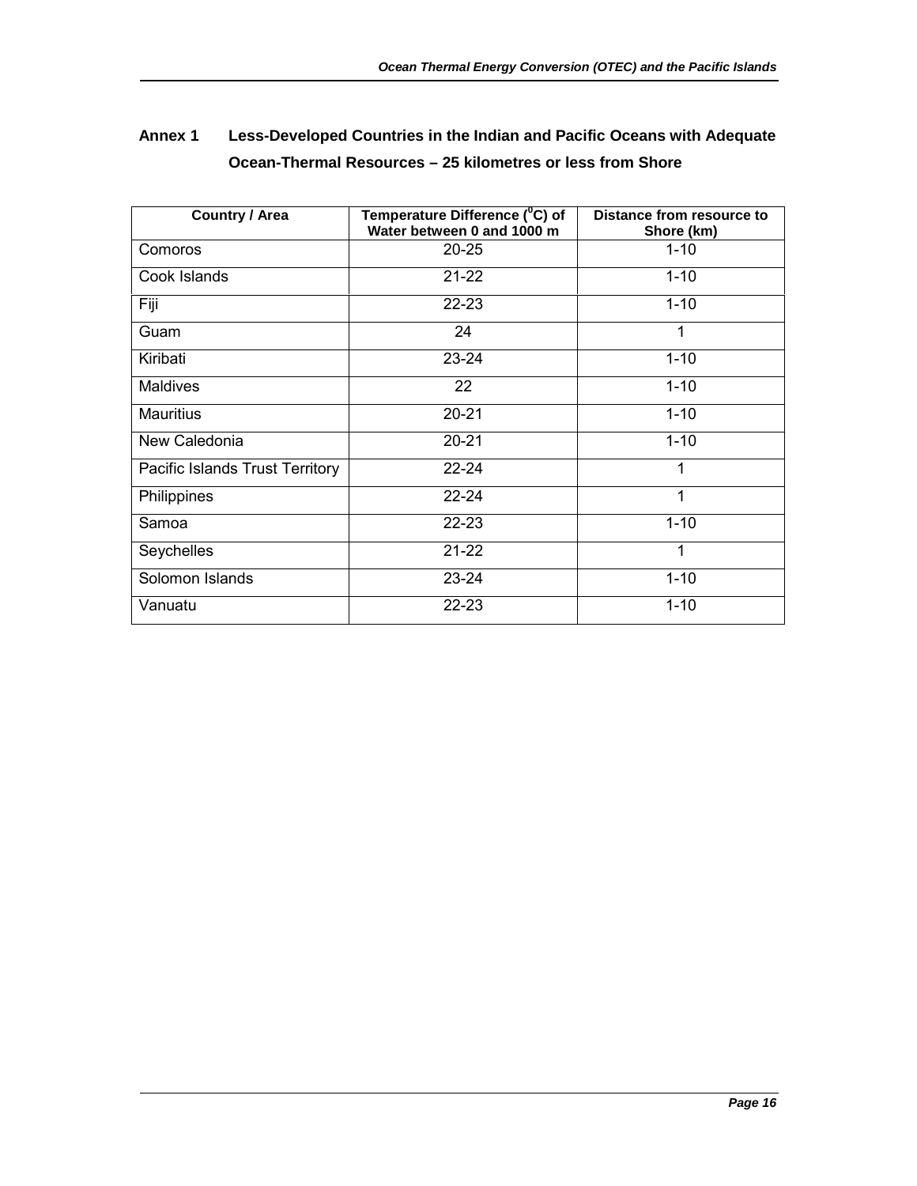## Annex 1 Less-Developed Countries in the Indian and Pacific Oceans with Adequate Ocean-Thermal Resources – 25 kilometres or less from Shore

| Country / Area | Temperature Difference ($^0$C) of Water between 0 and 1000 m | Distance from resource to Shore (km) |
|---|---|---|
| Comoros | 20-25 | 1-10 |
| Cook Islands | 21-22 | 1-10 |
| Fiji | 22-23 | 1-10 |
| Guam | 24 | 1 |
| Kiribati | 23-24 | 1-10 |
| Maldives | 22 | 1-10 |
| Mauritius | 20-21 | 1-10 |
| New Caledonia | 20-21 | 1-10 |
| Pacific Islands Trust Territory | 22-24 | 1 |
| Philippines | 22-24 | 1 |
| Samoa | 22-23 | 1-10 |
| Seychelles | 21-22 | 1 |
| Solomon Islands | 23-24 | 1-10 |
| Vanuatu | 22-23 | 1-10 |